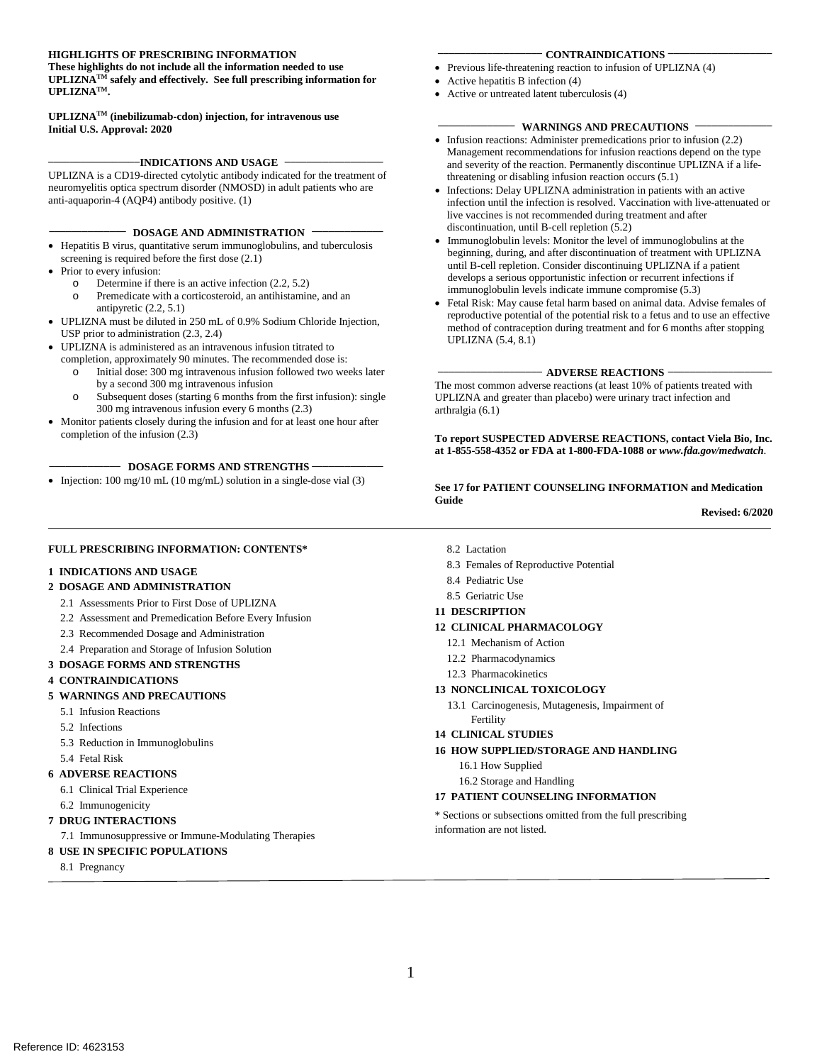**HIGHLIGHTS OF PRESCRIBING INFORMATION**
**These highlights do not include all the information needed to use UPLIZNA™ safely and effectively. See full prescribing information for UPLIZNA™.**

**UPLIZNA™ (inebilizumab-cdon) injection, for intravenous use**
**Initial U.S. Approval: 2020**

## INDICATIONS AND USAGE

UPLIZNA is a CD19-directed cytolytic antibody indicated for the treatment of neuromyelitis optica spectrum disorder (NMOSD) in adult patients who are anti-aquaporin-4 (AQP4) antibody positive. (1)

## DOSAGE AND ADMINISTRATION

- Hepatitis B virus, quantitative serum immunoglobulins, and tuberculosis screening is required before the first dose (2.1)
- Prior to every infusion:
  - Determine if there is an active infection (2.2, 5.2)
  - Premedicate with a corticosteroid, an antihistamine, and an antipyretic (2.2, 5.1)
- UPLIZNA must be diluted in 250 mL of 0.9% Sodium Chloride Injection, USP prior to administration (2.3, 2.4)
- UPLIZNA is administered as an intravenous infusion titrated to completion, approximately 90 minutes. The recommended dose is:
  - Initial dose: 300 mg intravenous infusion followed two weeks later by a second 300 mg intravenous infusion
  - Subsequent doses (starting 6 months from the first infusion): single 300 mg intravenous infusion every 6 months (2.3)
- Monitor patients closely during the infusion and for at least one hour after completion of the infusion (2.3)

## DOSAGE FORMS AND STRENGTHS

- Injection: 100 mg/10 mL (10 mg/mL) solution in a single-dose vial (3)

## CONTRAINDICATIONS

- Previous life-threatening reaction to infusion of UPLIZNA (4)
- Active hepatitis B infection (4)
- Active or untreated latent tuberculosis (4)

## WARNINGS AND PRECAUTIONS

- Infusion reactions: Administer premedications prior to infusion (2.2) Management recommendations for infusion reactions depend on the type and severity of the reaction. Permanently discontinue UPLIZNA if a life-threatening or disabling infusion reaction occurs (5.1)
- Infections: Delay UPLIZNA administration in patients with an active infection until the infection is resolved. Vaccination with live-attenuated or live vaccines is not recommended during treatment and after discontinuation, until B-cell repletion (5.2)
- Immunoglobulin levels: Monitor the level of immunoglobulins at the beginning, during, and after discontinuation of treatment with UPLIZNA until B-cell repletion. Consider discontinuing UPLIZNA if a patient develops a serious opportunistic infection or recurrent infections if immunoglobulin levels indicate immune compromise (5.3)
- Fetal Risk: May cause fetal harm based on animal data. Advise females of reproductive potential of the potential risk to a fetus and to use an effective method of contraception during treatment and for 6 months after stopping UPLIZNA (5.4, 8.1)

## ADVERSE REACTIONS

The most common adverse reactions (at least 10% of patients treated with UPLIZNA and greater than placebo) were urinary tract infection and arthralgia (6.1)

**To report SUSPECTED ADVERSE REACTIONS, contact Viela Bio, Inc. at 1-855-558-4352 or FDA at 1-800-FDA-1088 or *www.fda.gov/medwatch*.**

**See 17 for PATIENT COUNSELING INFORMATION and Medication Guide**

**Revised: 6/2020**

---

**FULL PRESCRIBING INFORMATION: CONTENTS***

**1 INDICATIONS AND USAGE**
**2 DOSAGE AND ADMINISTRATION**
2.1 Assessments Prior to First Dose of UPLIZNA
2.2 Assessment and Premedication Before Every Infusion
2.3 Recommended Dosage and Administration
2.4 Preparation and Storage of Infusion Solution
**3 DOSAGE FORMS AND STRENGTHS**
**4 CONTRAINDICATIONS**
**5 WARNINGS AND PRECAUTIONS**
5.1 Infusion Reactions
5.2 Infections
5.3 Reduction in Immunoglobulins
5.4 Fetal Risk
**6 ADVERSE REACTIONS**
6.1 Clinical Trial Experience
6.2 Immunogenicity
**7 DRUG INTERACTIONS**
7.1 Immunosuppressive or Immune-Modulating Therapies
**8 USE IN SPECIFIC POPULATIONS**
8.1 Pregnancy
8.2 Lactation
8.3 Females of Reproductive Potential
8.4 Pediatric Use
8.5 Geriatric Use
**11 DESCRIPTION**
**12 CLINICAL PHARMACOLOGY**
12.1 Mechanism of Action
12.2 Pharmacodynamics
12.3 Pharmacokinetics
**13 NONCLINICAL TOXICOLOGY**
13.1 Carcinogenesis, Mutagenesis, Impairment of Fertility
**14 CLINICAL STUDIES**
**16 HOW SUPPLIED/STORAGE AND HANDLING**
16.1 How Supplied
16.2 Storage and Handling
**17 PATIENT COUNSELING INFORMATION**

* Sections or subsections omitted from the full prescribing information are not listed.

Reference ID: 4623153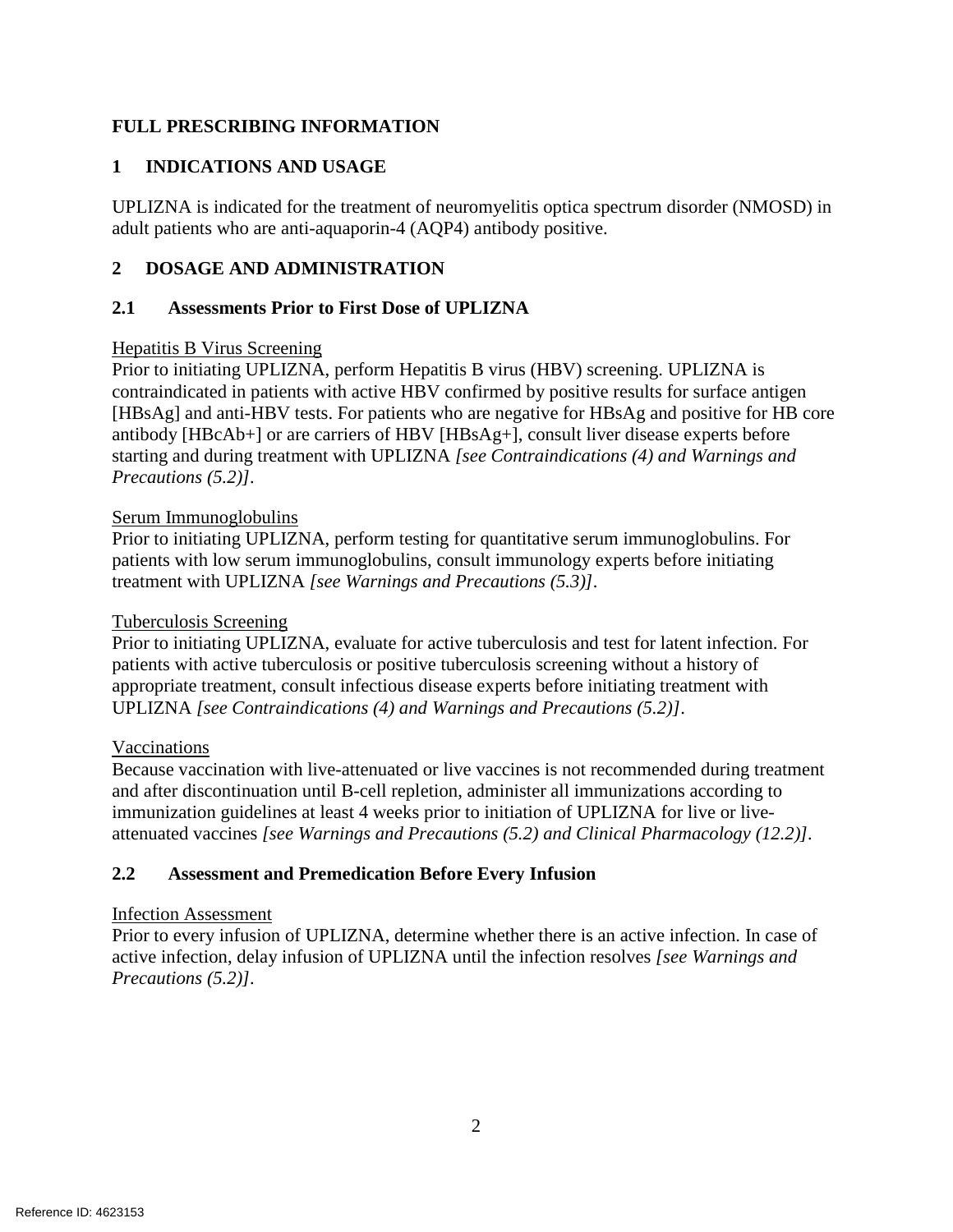# FULL PRESCRIBING INFORMATION

## 1 INDICATIONS AND USAGE

UPLIZNA is indicated for the treatment of neuromyelitis optica spectrum disorder (NMOSD) in adult patients who are anti-aquaporin-4 (AQP4) antibody positive.

## 2 DOSAGE AND ADMINISTRATION

### 2.1 Assessments Prior to First Dose of UPLIZNA

Hepatitis B Virus Screening

Prior to initiating UPLIZNA, perform Hepatitis B virus (HBV) screening. UPLIZNA is contraindicated in patients with active HBV confirmed by positive results for surface antigen [HBsAg] and anti-HBV tests. For patients who are negative for HBsAg and positive for HB core antibody [HBcAb+] or are carriers of HBV [HBsAg+], consult liver disease experts before starting and during treatment with UPLIZNA *[see Contraindications (4) and Warnings and Precautions (5.2)]*.

Serum Immunoglobulins

Prior to initiating UPLIZNA, perform testing for quantitative serum immunoglobulins. For patients with low serum immunoglobulins, consult immunology experts before initiating treatment with UPLIZNA *[see Warnings and Precautions (5.3)]*.

Tuberculosis Screening

Prior to initiating UPLIZNA, evaluate for active tuberculosis and test for latent infection. For patients with active tuberculosis or positive tuberculosis screening without a history of appropriate treatment, consult infectious disease experts before initiating treatment with UPLIZNA *[see Contraindications (4) and Warnings and Precautions (5.2)]*.

Vaccinations

Because vaccination with live-attenuated or live vaccines is not recommended during treatment and after discontinuation until B-cell repletion, administer all immunizations according to immunization guidelines at least 4 weeks prior to initiation of UPLIZNA for live or live-attenuated vaccines *[see Warnings and Precautions (5.2) and Clinical Pharmacology (12.2)]*.

### 2.2 Assessment and Premedication Before Every Infusion

Infection Assessment

Prior to every infusion of UPLIZNA, determine whether there is an active infection. In case of active infection, delay infusion of UPLIZNA until the infection resolves *[see Warnings and Precautions (5.2)]*.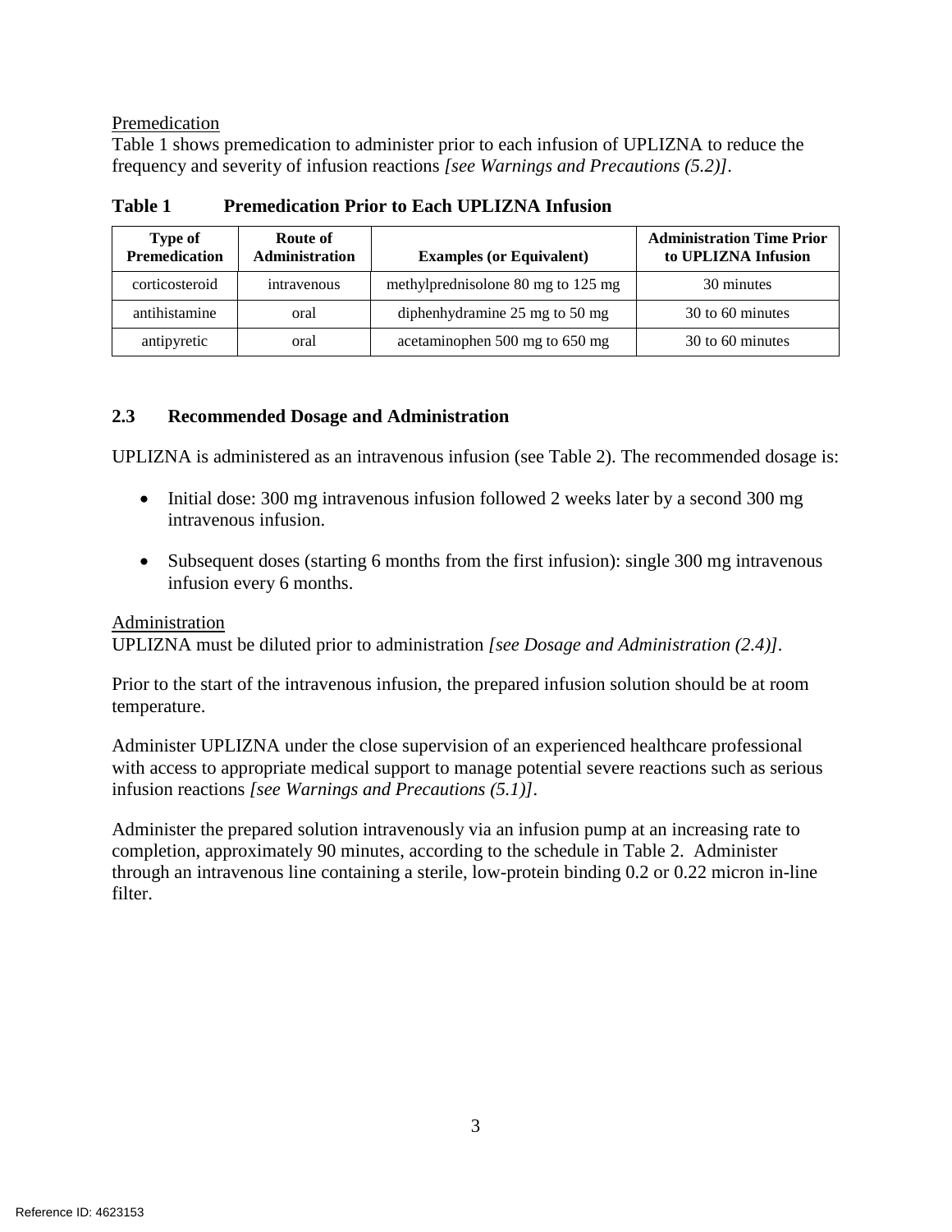Premedication

Table 1 shows premedication to administer prior to each infusion of UPLIZNA to reduce the frequency and severity of infusion reactions *[see Warnings and Precautions (5.2)]*.

**Table 1 Premedication Prior to Each UPLIZNA Infusion**

| Type of Premedication | Route of Administration | Examples (or Equivalent) | Administration Time Prior to UPLIZNA Infusion |
|---|---|---|---|
| corticosteroid | intravenous | methylprednisolone 80 mg to 125 mg | 30 minutes |
| antihistamine | oral | diphenhydramine 25 mg to 50 mg | 30 to 60 minutes |
| antipyretic | oral | acetaminophen 500 mg to 650 mg | 30 to 60 minutes |

### 2.3 Recommended Dosage and Administration

UPLIZNA is administered as an intravenous infusion (see Table 2). The recommended dosage is:

- Initial dose: 300 mg intravenous infusion followed 2 weeks later by a second 300 mg intravenous infusion.
- Subsequent doses (starting 6 months from the first infusion): single 300 mg intravenous infusion every 6 months.

Administration

UPLIZNA must be diluted prior to administration *[see Dosage and Administration (2.4)]*.

Prior to the start of the intravenous infusion, the prepared infusion solution should be at room temperature.

Administer UPLIZNA under the close supervision of an experienced healthcare professional with access to appropriate medical support to manage potential severe reactions such as serious infusion reactions *[see Warnings and Precautions (5.1)]*.

Administer the prepared solution intravenously via an infusion pump at an increasing rate to completion, approximately 90 minutes, according to the schedule in Table 2. Administer through an intravenous line containing a sterile, low-protein binding 0.2 or 0.22 micron in-line filter.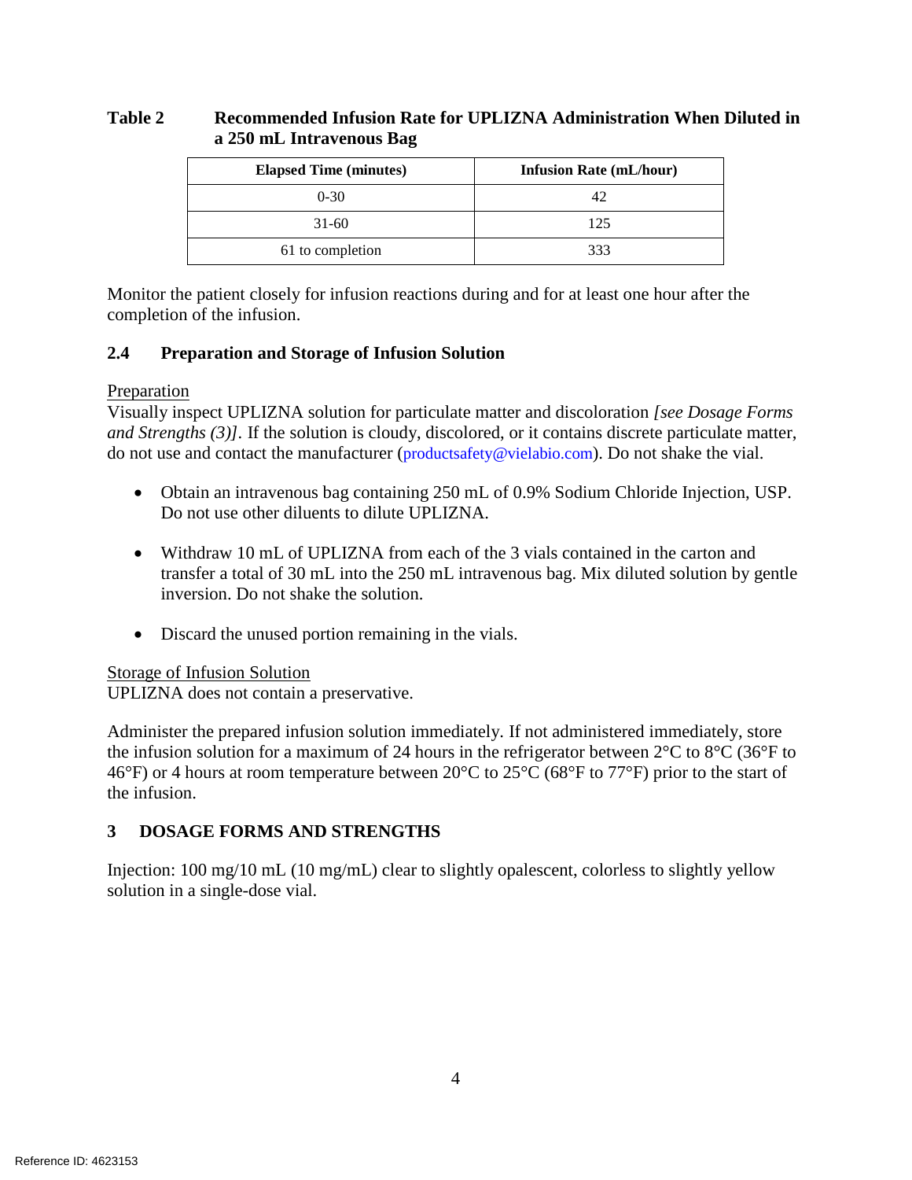**Table 2 Recommended Infusion Rate for UPLIZNA Administration When Diluted in a 250 mL Intravenous Bag**

| Elapsed Time (minutes) | Infusion Rate (mL/hour) |
|---|---|
| 0-30 | 42 |
| 31-60 | 125 |
| 61 to completion | 333 |

Monitor the patient closely for infusion reactions during and for at least one hour after the completion of the infusion.

## 2.4 Preparation and Storage of Infusion Solution

Preparation

Visually inspect UPLIZNA solution for particulate matter and discoloration *[see Dosage Forms and Strengths (3)]*. If the solution is cloudy, discolored, or it contains discrete particulate matter, do not use and contact the manufacturer (productsafety@vielabio.com). Do not shake the vial.

- Obtain an intravenous bag containing 250 mL of 0.9% Sodium Chloride Injection, USP. Do not use other diluents to dilute UPLIZNA.
- Withdraw 10 mL of UPLIZNA from each of the 3 vials contained in the carton and transfer a total of 30 mL into the 250 mL intravenous bag. Mix diluted solution by gentle inversion. Do not shake the solution.
- Discard the unused portion remaining in the vials.

Storage of Infusion Solution

UPLIZNA does not contain a preservative.

Administer the prepared infusion solution immediately. If not administered immediately, store the infusion solution for a maximum of 24 hours in the refrigerator between 2°C to 8°C (36°F to 46°F) or 4 hours at room temperature between 20°C to 25°C (68°F to 77°F) prior to the start of the infusion.

# 3 DOSAGE FORMS AND STRENGTHS

Injection: 100 mg/10 mL (10 mg/mL) clear to slightly opalescent, colorless to slightly yellow solution in a single-dose vial.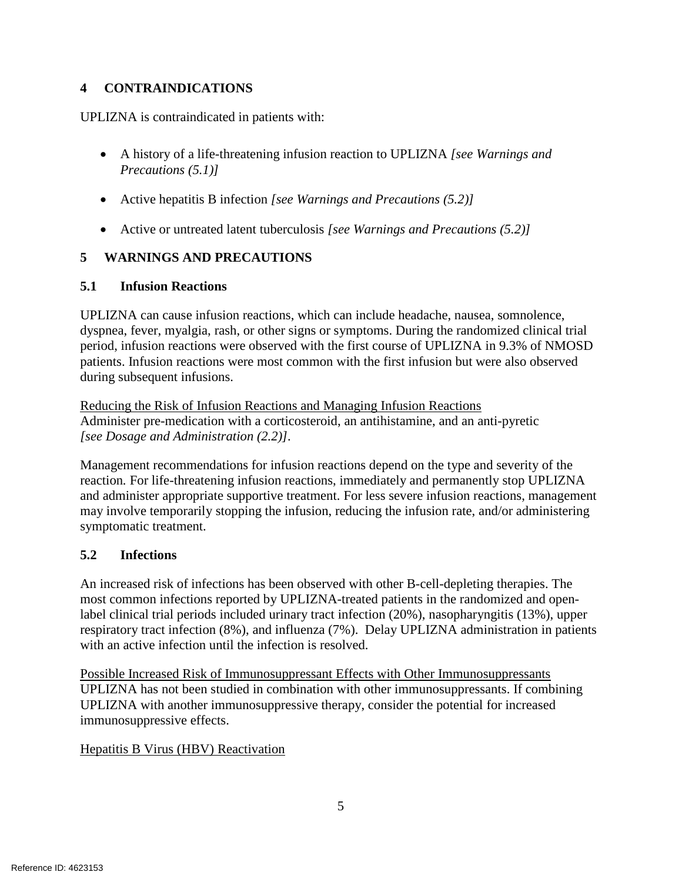## 4 CONTRAINDICATIONS

UPLIZNA is contraindicated in patients with:

- A history of a life-threatening infusion reaction to UPLIZNA *[see Warnings and Precautions (5.1)]*
- Active hepatitis B infection *[see Warnings and Precautions (5.2)]*
- Active or untreated latent tuberculosis *[see Warnings and Precautions (5.2)]*

## 5 WARNINGS AND PRECAUTIONS

### 5.1 Infusion Reactions

UPLIZNA can cause infusion reactions, which can include headache, nausea, somnolence, dyspnea, fever, myalgia, rash, or other signs or symptoms. During the randomized clinical trial period, infusion reactions were observed with the first course of UPLIZNA in 9.3% of NMOSD patients. Infusion reactions were most common with the first infusion but were also observed during subsequent infusions.

Reducing the Risk of Infusion Reactions and Managing Infusion Reactions
Administer pre-medication with a corticosteroid, an antihistamine, and an anti-pyretic *[see Dosage and Administration (2.2)]*.

Management recommendations for infusion reactions depend on the type and severity of the reaction. For life-threatening infusion reactions, immediately and permanently stop UPLIZNA and administer appropriate supportive treatment. For less severe infusion reactions, management may involve temporarily stopping the infusion, reducing the infusion rate, and/or administering symptomatic treatment.

### 5.2 Infections

An increased risk of infections has been observed with other B-cell-depleting therapies. The most common infections reported by UPLIZNA-treated patients in the randomized and open-label clinical trial periods included urinary tract infection (20%), nasopharyngitis (13%), upper respiratory tract infection (8%), and influenza (7%). Delay UPLIZNA administration in patients with an active infection until the infection is resolved.

Possible Increased Risk of Immunosuppressant Effects with Other Immunosuppressants
UPLIZNA has not been studied in combination with other immunosuppressants. If combining UPLIZNA with another immunosuppressive therapy, consider the potential for increased immunosuppressive effects.

Hepatitis B Virus (HBV) Reactivation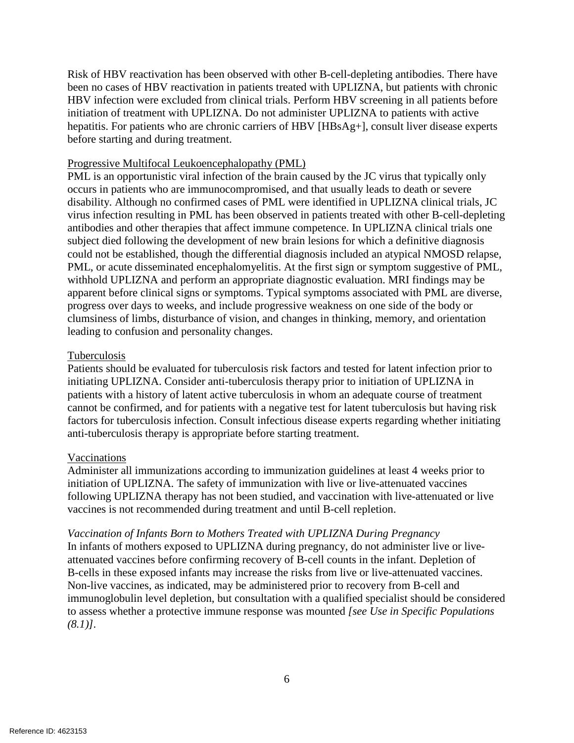Risk of HBV reactivation has been observed with other B-cell-depleting antibodies. There have been no cases of HBV reactivation in patients treated with UPLIZNA, but patients with chronic HBV infection were excluded from clinical trials. Perform HBV screening in all patients before initiation of treatment with UPLIZNA. Do not administer UPLIZNA to patients with active hepatitis. For patients who are chronic carriers of HBV [HBsAg+], consult liver disease experts before starting and during treatment.

Progressive Multifocal Leukoencephalopathy (PML)

PML is an opportunistic viral infection of the brain caused by the JC virus that typically only occurs in patients who are immunocompromised, and that usually leads to death or severe disability. Although no confirmed cases of PML were identified in UPLIZNA clinical trials, JC virus infection resulting in PML has been observed in patients treated with other B-cell-depleting antibodies and other therapies that affect immune competence. In UPLIZNA clinical trials one subject died following the development of new brain lesions for which a definitive diagnosis could not be established, though the differential diagnosis included an atypical NMOSD relapse, PML, or acute disseminated encephalomyelitis. At the first sign or symptom suggestive of PML, withhold UPLIZNA and perform an appropriate diagnostic evaluation. MRI findings may be apparent before clinical signs or symptoms. Typical symptoms associated with PML are diverse, progress over days to weeks, and include progressive weakness on one side of the body or clumsiness of limbs, disturbance of vision, and changes in thinking, memory, and orientation leading to confusion and personality changes.

Tuberculosis

Patients should be evaluated for tuberculosis risk factors and tested for latent infection prior to initiating UPLIZNA. Consider anti-tuberculosis therapy prior to initiation of UPLIZNA in patients with a history of latent active tuberculosis in whom an adequate course of treatment cannot be confirmed, and for patients with a negative test for latent tuberculosis but having risk factors for tuberculosis infection. Consult infectious disease experts regarding whether initiating anti-tuberculosis therapy is appropriate before starting treatment.

Vaccinations

Administer all immunizations according to immunization guidelines at least 4 weeks prior to initiation of UPLIZNA. The safety of immunization with live or live-attenuated vaccines following UPLIZNA therapy has not been studied, and vaccination with live-attenuated or live vaccines is not recommended during treatment and until B-cell repletion.

*Vaccination of Infants Born to Mothers Treated with UPLIZNA During Pregnancy*

In infants of mothers exposed to UPLIZNA during pregnancy, do not administer live or live-attenuated vaccines before confirming recovery of B-cell counts in the infant. Depletion of B-cells in these exposed infants may increase the risks from live or live-attenuated vaccines. Non-live vaccines, as indicated, may be administered prior to recovery from B-cell and immunoglobulin level depletion, but consultation with a qualified specialist should be considered to assess whether a protective immune response was mounted *[see Use in Specific Populations (8.1)]*.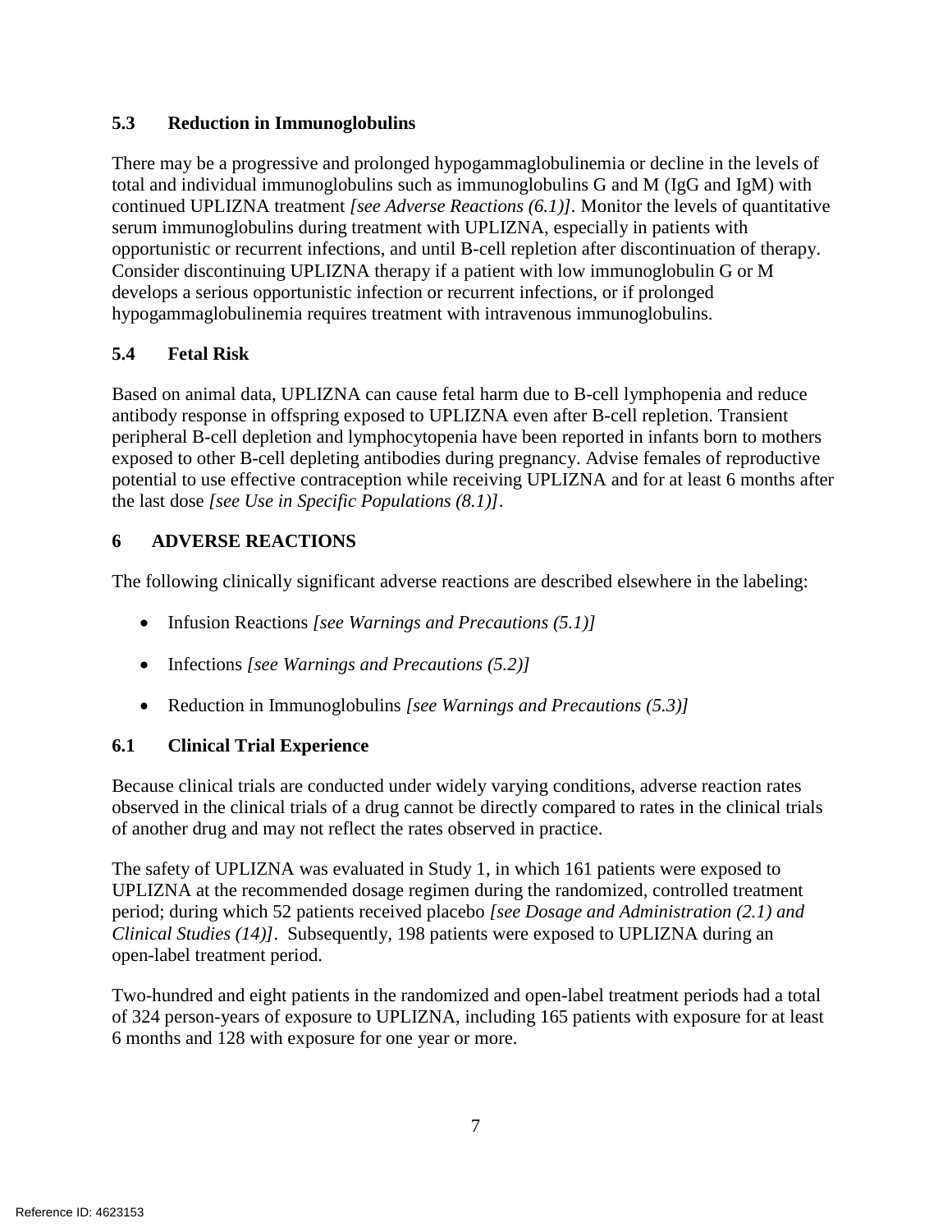### 5.3 Reduction in Immunoglobulins

There may be a progressive and prolonged hypogammaglobulinemia or decline in the levels of total and individual immunoglobulins such as immunoglobulins G and M (IgG and IgM) with continued UPLIZNA treatment *[see Adverse Reactions (6.1)]*. Monitor the levels of quantitative serum immunoglobulins during treatment with UPLIZNA, especially in patients with opportunistic or recurrent infections, and until B-cell repletion after discontinuation of therapy. Consider discontinuing UPLIZNA therapy if a patient with low immunoglobulin G or M develops a serious opportunistic infection or recurrent infections, or if prolonged hypogammaglobulinemia requires treatment with intravenous immunoglobulins.

### 5.4 Fetal Risk

Based on animal data, UPLIZNA can cause fetal harm due to B-cell lymphopenia and reduce antibody response in offspring exposed to UPLIZNA even after B-cell repletion. Transient peripheral B-cell depletion and lymphocytopenia have been reported in infants born to mothers exposed to other B-cell depleting antibodies during pregnancy. Advise females of reproductive potential to use effective contraception while receiving UPLIZNA and for at least 6 months after the last dose *[see Use in Specific Populations (8.1)]*.

## 6 ADVERSE REACTIONS

The following clinically significant adverse reactions are described elsewhere in the labeling:

- Infusion Reactions *[see Warnings and Precautions (5.1)]*
- Infections *[see Warnings and Precautions (5.2)]*
- Reduction in Immunoglobulins *[see Warnings and Precautions (5.3)]*

### 6.1 Clinical Trial Experience

Because clinical trials are conducted under widely varying conditions, adverse reaction rates observed in the clinical trials of a drug cannot be directly compared to rates in the clinical trials of another drug and may not reflect the rates observed in practice.

The safety of UPLIZNA was evaluated in Study 1, in which 161 patients were exposed to UPLIZNA at the recommended dosage regimen during the randomized, controlled treatment period; during which 52 patients received placebo *[see Dosage and Administration (2.1) and Clinical Studies (14)]*. Subsequently, 198 patients were exposed to UPLIZNA during an open-label treatment period.

Two-hundred and eight patients in the randomized and open-label treatment periods had a total of 324 person-years of exposure to UPLIZNA, including 165 patients with exposure for at least 6 months and 128 with exposure for one year or more.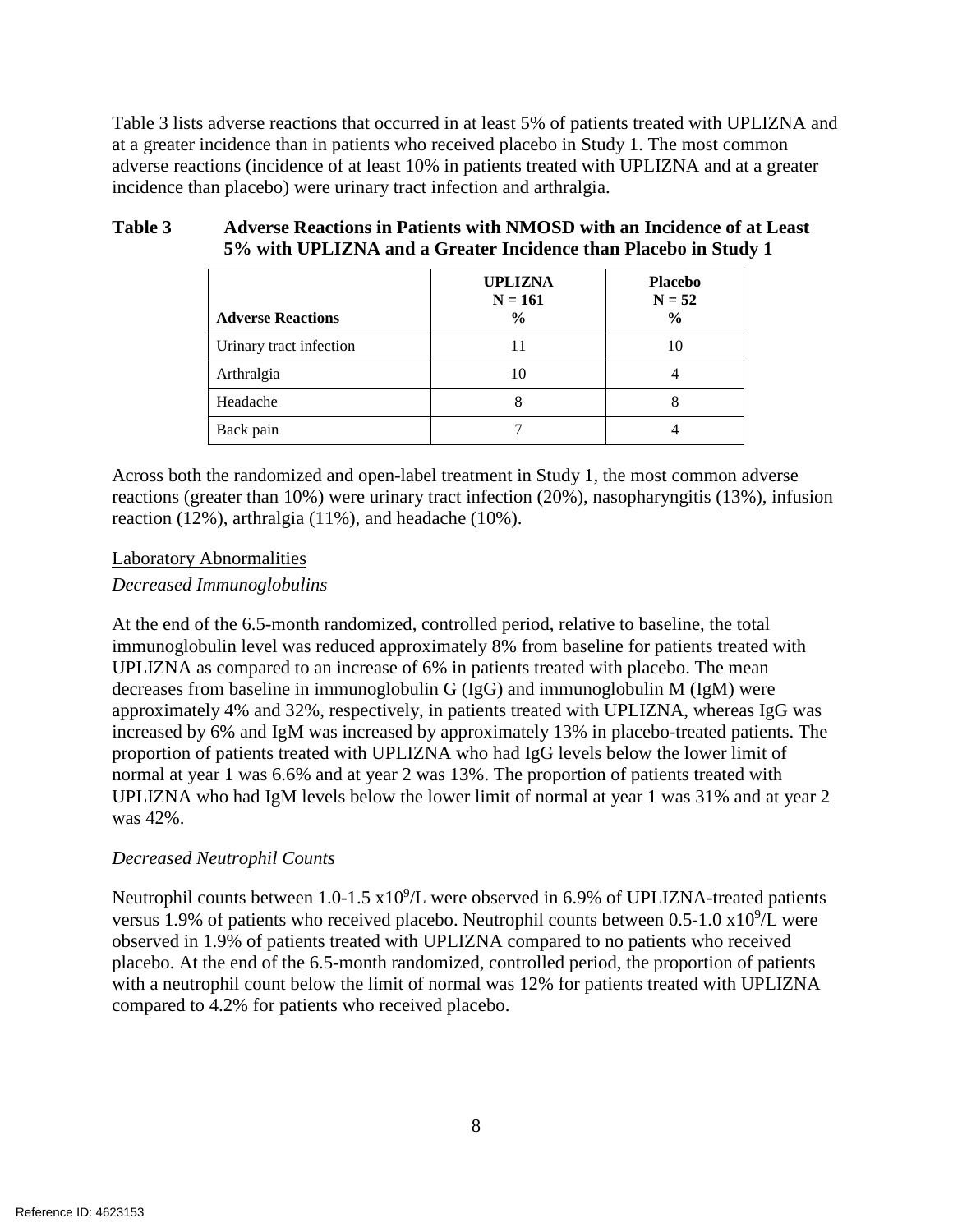Table 3 lists adverse reactions that occurred in at least 5% of patients treated with UPLIZNA and at a greater incidence than in patients who received placebo in Study 1. The most common adverse reactions (incidence of at least 10% in patients treated with UPLIZNA and at a greater incidence than placebo) were urinary tract infection and arthralgia.

**Table 3 Adverse Reactions in Patients with NMOSD with an Incidence of at Least 5% with UPLIZNA and a Greater Incidence than Placebo in Study 1**

| Adverse Reactions | UPLIZNA N = 161 % | Placebo N = 52 % |
|---|---|---|
| Urinary tract infection | 11 | 10 |
| Arthralgia | 10 | 4 |
| Headache | 8 | 8 |
| Back pain | 7 | 4 |

Across both the randomized and open-label treatment in Study 1, the most common adverse reactions (greater than 10%) were urinary tract infection (20%), nasopharyngitis (13%), infusion reaction (12%), arthralgia (11%), and headache (10%).

Laboratory Abnormalities

*Decreased Immunoglobulins*

At the end of the 6.5-month randomized, controlled period, relative to baseline, the total immunoglobulin level was reduced approximately 8% from baseline for patients treated with UPLIZNA as compared to an increase of 6% in patients treated with placebo. The mean decreases from baseline in immunoglobulin G (IgG) and immunoglobulin M (IgM) were approximately 4% and 32%, respectively, in patients treated with UPLIZNA, whereas IgG was increased by 6% and IgM was increased by approximately 13% in placebo-treated patients. The proportion of patients treated with UPLIZNA who had IgG levels below the lower limit of normal at year 1 was 6.6% and at year 2 was 13%. The proportion of patients treated with UPLIZNA who had IgM levels below the lower limit of normal at year 1 was 31% and at year 2 was 42%.

*Decreased Neutrophil Counts*

Neutrophil counts between 1.0-1.5 $x10^9$/L were observed in 6.9% of UPLIZNA-treated patients versus 1.9% of patients who received placebo. Neutrophil counts between 0.5-1.0 $x10^9$/L were observed in 1.9% of patients treated with UPLIZNA compared to no patients who received placebo. At the end of the 6.5-month randomized, controlled period, the proportion of patients with a neutrophil count below the limit of normal was 12% for patients treated with UPLIZNA compared to 4.2% for patients who received placebo.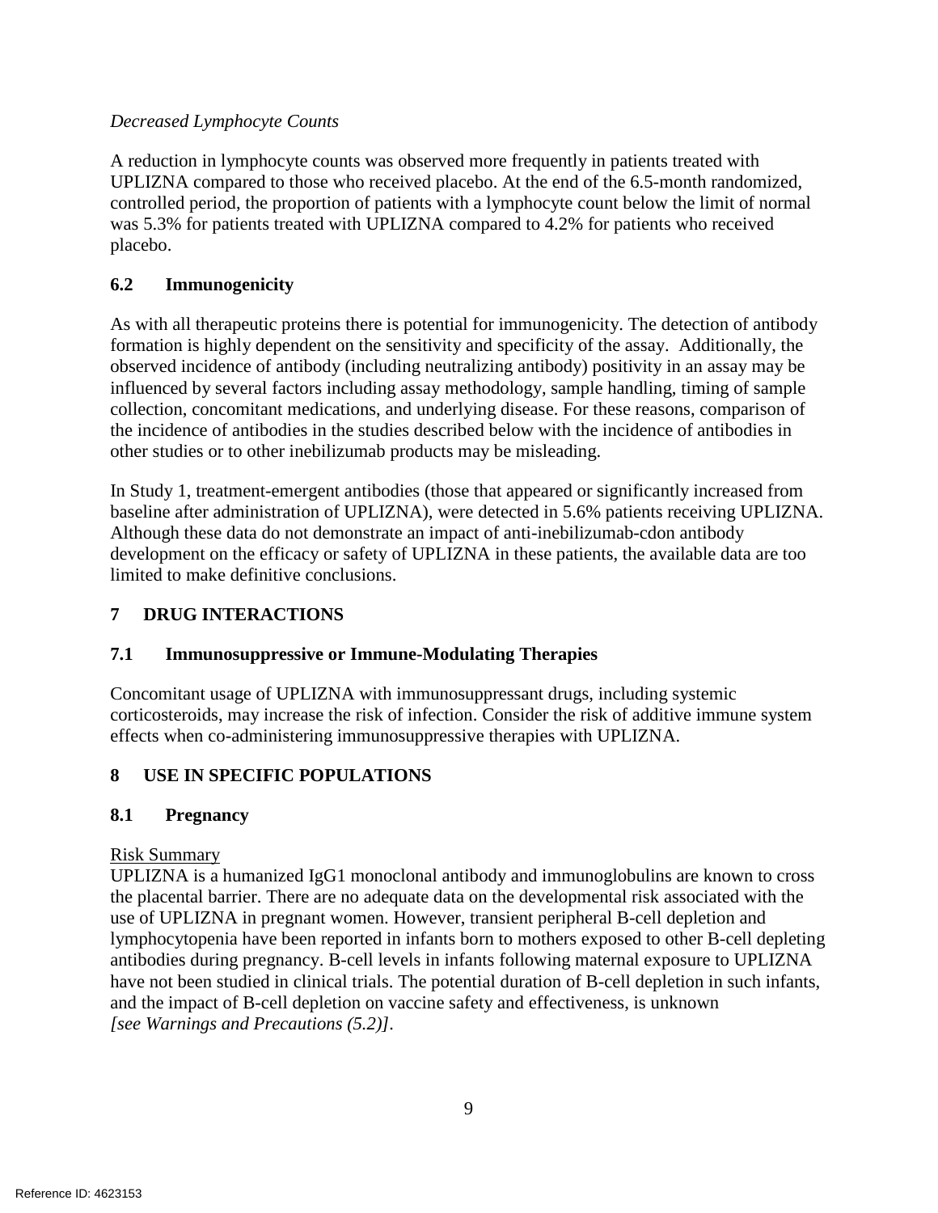*Decreased Lymphocyte Counts*

A reduction in lymphocyte counts was observed more frequently in patients treated with UPLIZNA compared to those who received placebo. At the end of the 6.5-month randomized, controlled period, the proportion of patients with a lymphocyte count below the limit of normal was 5.3% for patients treated with UPLIZNA compared to 4.2% for patients who received placebo.

### 6.2 Immunogenicity

As with all therapeutic proteins there is potential for immunogenicity. The detection of antibody formation is highly dependent on the sensitivity and specificity of the assay. Additionally, the observed incidence of antibody (including neutralizing antibody) positivity in an assay may be influenced by several factors including assay methodology, sample handling, timing of sample collection, concomitant medications, and underlying disease. For these reasons, comparison of the incidence of antibodies in the studies described below with the incidence of antibodies in other studies or to other inebilizumab products may be misleading.

In Study 1, treatment-emergent antibodies (those that appeared or significantly increased from baseline after administration of UPLIZNA), were detected in 5.6% patients receiving UPLIZNA. Although these data do not demonstrate an impact of anti-inebilizumab-cdon antibody development on the efficacy or safety of UPLIZNA in these patients, the available data are too limited to make definitive conclusions.

## 7 DRUG INTERACTIONS

### 7.1 Immunosuppressive or Immune-Modulating Therapies

Concomitant usage of UPLIZNA with immunosuppressant drugs, including systemic corticosteroids, may increase the risk of infection. Consider the risk of additive immune system effects when co-administering immunosuppressive therapies with UPLIZNA.

## 8 USE IN SPECIFIC POPULATIONS

### 8.1 Pregnancy

Risk Summary

UPLIZNA is a humanized IgG1 monoclonal antibody and immunoglobulins are known to cross the placental barrier. There are no adequate data on the developmental risk associated with the use of UPLIZNA in pregnant women. However, transient peripheral B-cell depletion and lymphocytopenia have been reported in infants born to mothers exposed to other B-cell depleting antibodies during pregnancy. B-cell levels in infants following maternal exposure to UPLIZNA have not been studied in clinical trials. The potential duration of B-cell depletion in such infants, and the impact of B-cell depletion on vaccine safety and effectiveness, is unknown *[see Warnings and Precautions (5.2)]*.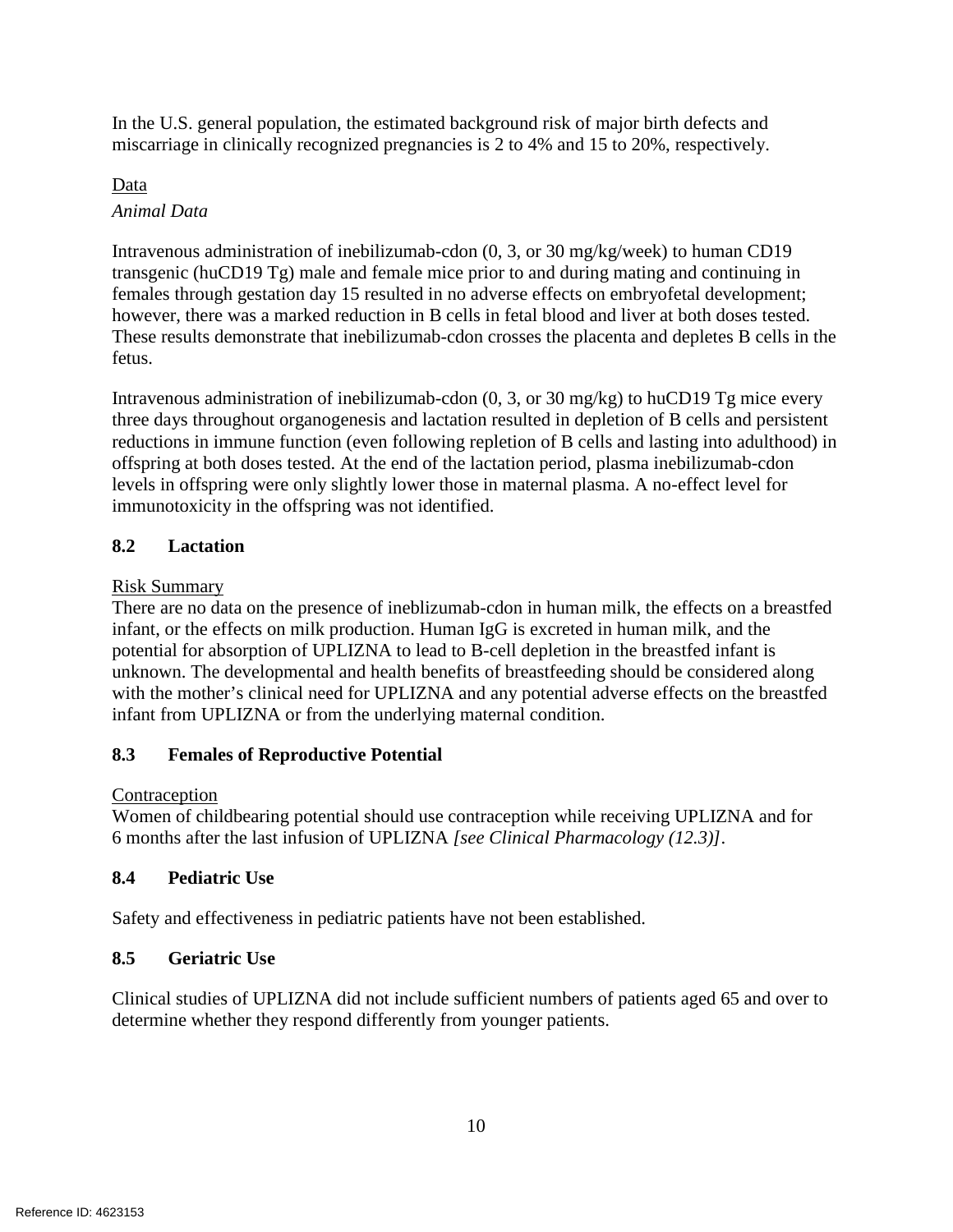In the U.S. general population, the estimated background risk of major birth defects and miscarriage in clinically recognized pregnancies is 2 to 4% and 15 to 20%, respectively.

Data

*Animal Data*

Intravenous administration of inebilizumab-cdon (0, 3, or 30 mg/kg/week) to human CD19 transgenic (huCD19 Tg) male and female mice prior to and during mating and continuing in females through gestation day 15 resulted in no adverse effects on embryofetal development; however, there was a marked reduction in B cells in fetal blood and liver at both doses tested. These results demonstrate that inebilizumab-cdon crosses the placenta and depletes B cells in the fetus.

Intravenous administration of inebilizumab-cdon (0, 3, or 30 mg/kg) to huCD19 Tg mice every three days throughout organogenesis and lactation resulted in depletion of B cells and persistent reductions in immune function (even following repletion of B cells and lasting into adulthood) in offspring at both doses tested. At the end of the lactation period, plasma inebilizumab-cdon levels in offspring were only slightly lower those in maternal plasma. A no-effect level for immunotoxicity in the offspring was not identified.

### 8.2 Lactation

Risk Summary

There are no data on the presence of ineblizumab-cdon in human milk, the effects on a breastfed infant, or the effects on milk production. Human IgG is excreted in human milk, and the potential for absorption of UPLIZNA to lead to B-cell depletion in the breastfed infant is unknown. The developmental and health benefits of breastfeeding should be considered along with the mother's clinical need for UPLIZNA and any potential adverse effects on the breastfed infant from UPLIZNA or from the underlying maternal condition.

### 8.3 Females of Reproductive Potential

Contraception

Women of childbearing potential should use contraception while receiving UPLIZNA and for 6 months after the last infusion of UPLIZNA *[see Clinical Pharmacology (12.3)]*.

### 8.4 Pediatric Use

Safety and effectiveness in pediatric patients have not been established.

### 8.5 Geriatric Use

Clinical studies of UPLIZNA did not include sufficient numbers of patients aged 65 and over to determine whether they respond differently from younger patients.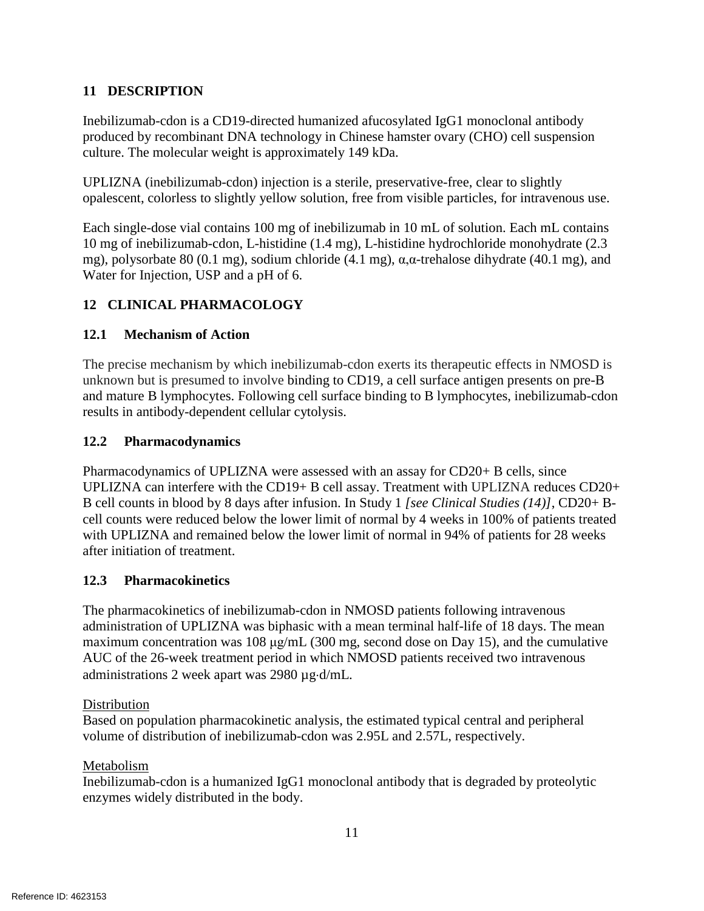## 11 DESCRIPTION

Inebilizumab-cdon is a CD19-directed humanized afucosylated IgG1 monoclonal antibody produced by recombinant DNA technology in Chinese hamster ovary (CHO) cell suspension culture. The molecular weight is approximately 149 kDa.

UPLIZNA (inebilizumab-cdon) injection is a sterile, preservative-free, clear to slightly opalescent, colorless to slightly yellow solution, free from visible particles, for intravenous use.

Each single-dose vial contains 100 mg of inebilizumab in 10 mL of solution. Each mL contains 10 mg of inebilizumab-cdon, L-histidine (1.4 mg), L-histidine hydrochloride monohydrate (2.3 mg), polysorbate 80 (0.1 mg), sodium chloride (4.1 mg), α,α-trehalose dihydrate (40.1 mg), and Water for Injection, USP and a pH of 6.

## 12 CLINICAL PHARMACOLOGY

### 12.1 Mechanism of Action

The precise mechanism by which inebilizumab-cdon exerts its therapeutic effects in NMOSD is unknown but is presumed to involve binding to CD19, a cell surface antigen presents on pre-B and mature B lymphocytes. Following cell surface binding to B lymphocytes, inebilizumab-cdon results in antibody-dependent cellular cytolysis.

### 12.2 Pharmacodynamics

Pharmacodynamics of UPLIZNA were assessed with an assay for CD20+ B cells, since UPLIZNA can interfere with the CD19+ B cell assay. Treatment with UPLIZNA reduces CD20+ B cell counts in blood by 8 days after infusion. In Study 1 *[see Clinical Studies (14)]*, CD20+ B-cell counts were reduced below the lower limit of normal by 4 weeks in 100% of patients treated with UPLIZNA and remained below the lower limit of normal in 94% of patients for 28 weeks after initiation of treatment.

### 12.3 Pharmacokinetics

The pharmacokinetics of inebilizumab-cdon in NMOSD patients following intravenous administration of UPLIZNA was biphasic with a mean terminal half-life of 18 days. The mean maximum concentration was 108 μg/mL (300 mg, second dose on Day 15), and the cumulative AUC of the 26-week treatment period in which NMOSD patients received two intravenous administrations 2 week apart was 2980 μg·d/mL.

<u>Distribution</u>

Based on population pharmacokinetic analysis, the estimated typical central and peripheral volume of distribution of inebilizumab-cdon was 2.95L and 2.57L, respectively.

<u>Metabolism</u>

Inebilizumab-cdon is a humanized IgG1 monoclonal antibody that is degraded by proteolytic enzymes widely distributed in the body.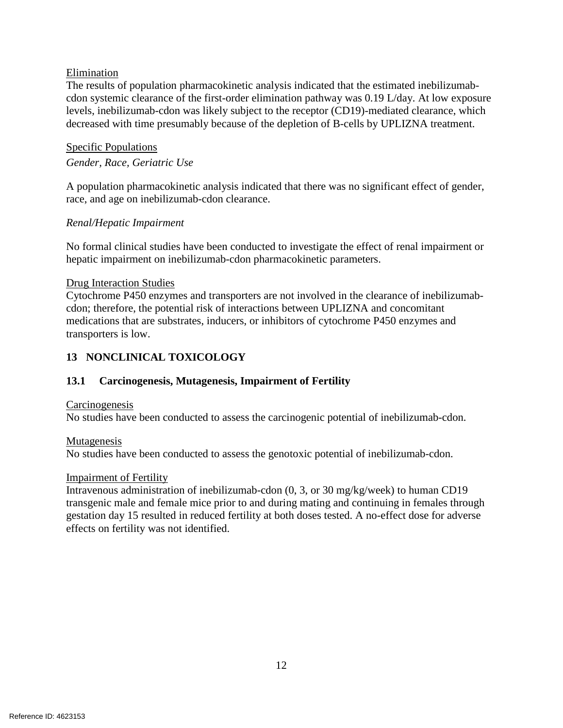Elimination

The results of population pharmacokinetic analysis indicated that the estimated inebilizumab-cdon systemic clearance of the first-order elimination pathway was 0.19 L/day. At low exposure levels, inebilizumab-cdon was likely subject to the receptor (CD19)-mediated clearance, which decreased with time presumably because of the depletion of B-cells by UPLIZNA treatment.

Specific Populations

*Gender, Race, Geriatric Use*

A population pharmacokinetic analysis indicated that there was no significant effect of gender, race, and age on inebilizumab-cdon clearance.

*Renal/Hepatic Impairment*

No formal clinical studies have been conducted to investigate the effect of renal impairment or hepatic impairment on inebilizumab-cdon pharmacokinetic parameters.

Drug Interaction Studies

Cytochrome P450 enzymes and transporters are not involved in the clearance of inebilizumab-cdon; therefore, the potential risk of interactions between UPLIZNA and concomitant medications that are substrates, inducers, or inhibitors of cytochrome P450 enzymes and transporters is low.

## 13 NONCLINICAL TOXICOLOGY

### 13.1 Carcinogenesis, Mutagenesis, Impairment of Fertility

Carcinogenesis

No studies have been conducted to assess the carcinogenic potential of inebilizumab-cdon.

Mutagenesis

No studies have been conducted to assess the genotoxic potential of inebilizumab-cdon.

Impairment of Fertility

Intravenous administration of inebilizumab-cdon (0, 3, or 30 mg/kg/week) to human CD19 transgenic male and female mice prior to and during mating and continuing in females through gestation day 15 resulted in reduced fertility at both doses tested. A no-effect dose for adverse effects on fertility was not identified.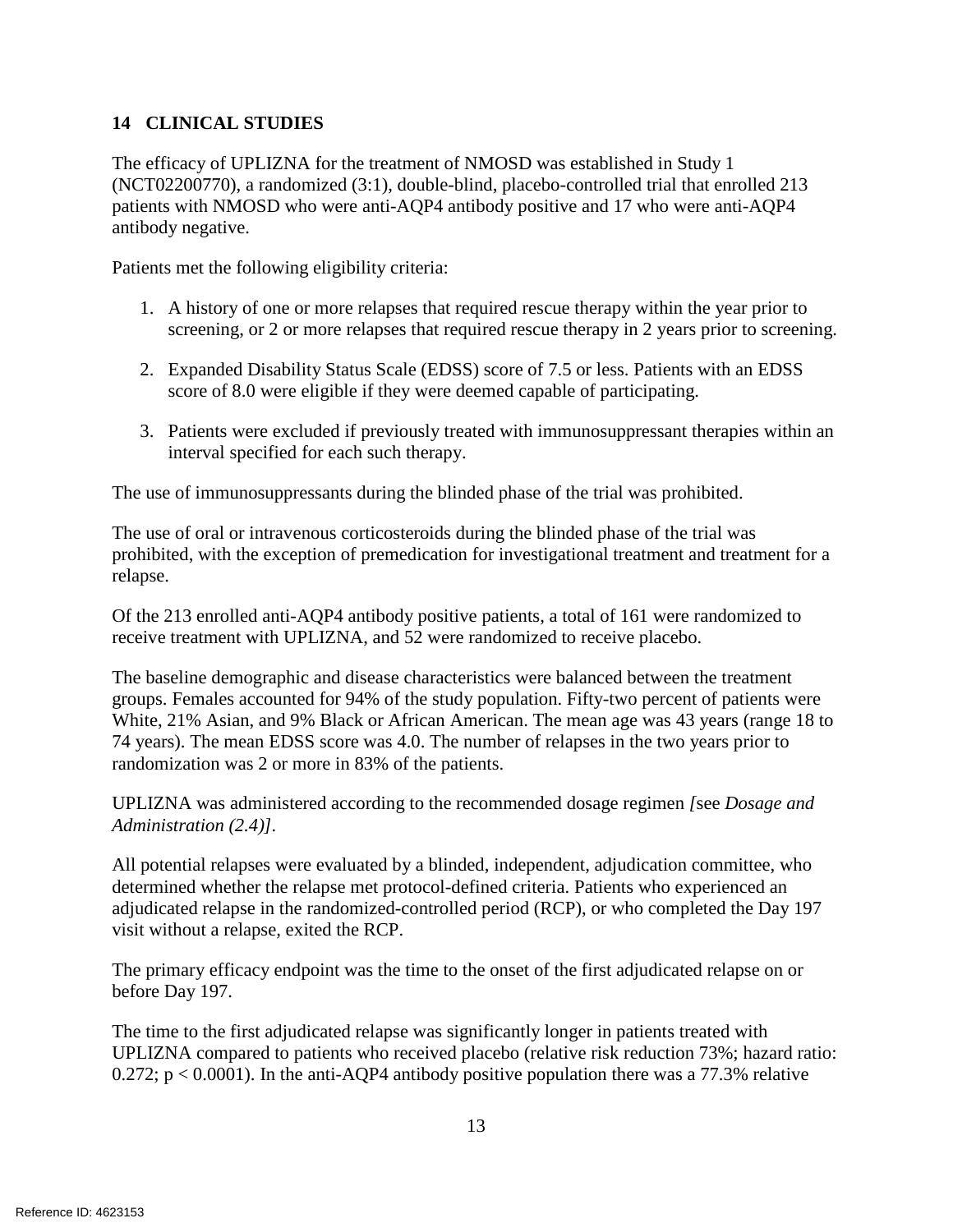## 14 CLINICAL STUDIES

The efficacy of UPLIZNA for the treatment of NMOSD was established in Study 1 (NCT02200770), a randomized (3:1), double-blind, placebo-controlled trial that enrolled 213 patients with NMOSD who were anti-AQP4 antibody positive and 17 who were anti-AQP4 antibody negative.

Patients met the following eligibility criteria:

1. A history of one or more relapses that required rescue therapy within the year prior to screening, or 2 or more relapses that required rescue therapy in 2 years prior to screening.
2. Expanded Disability Status Scale (EDSS) score of 7.5 or less. Patients with an EDSS score of 8.0 were eligible if they were deemed capable of participating.
3. Patients were excluded if previously treated with immunosuppressant therapies within an interval specified for each such therapy.

The use of immunosuppressants during the blinded phase of the trial was prohibited.

The use of oral or intravenous corticosteroids during the blinded phase of the trial was prohibited, with the exception of premedication for investigational treatment and treatment for a relapse.

Of the 213 enrolled anti-AQP4 antibody positive patients, a total of 161 were randomized to receive treatment with UPLIZNA, and 52 were randomized to receive placebo.

The baseline demographic and disease characteristics were balanced between the treatment groups. Females accounted for 94% of the study population. Fifty-two percent of patients were White, 21% Asian, and 9% Black or African American. The mean age was 43 years (range 18 to 74 years). The mean EDSS score was 4.0. The number of relapses in the two years prior to randomization was 2 or more in 83% of the patients.

UPLIZNA was administered according to the recommended dosage regimen *[*see *Dosage and Administration (2.4)]*.

All potential relapses were evaluated by a blinded, independent, adjudication committee, who determined whether the relapse met protocol-defined criteria. Patients who experienced an adjudicated relapse in the randomized-controlled period (RCP), or who completed the Day 197 visit without a relapse, exited the RCP.

The primary efficacy endpoint was the time to the onset of the first adjudicated relapse on or before Day 197.

The time to the first adjudicated relapse was significantly longer in patients treated with UPLIZNA compared to patients who received placebo (relative risk reduction 73%; hazard ratio: 0.272; $p < 0.0001$). In the anti-AQP4 antibody positive population there was a 77.3% relative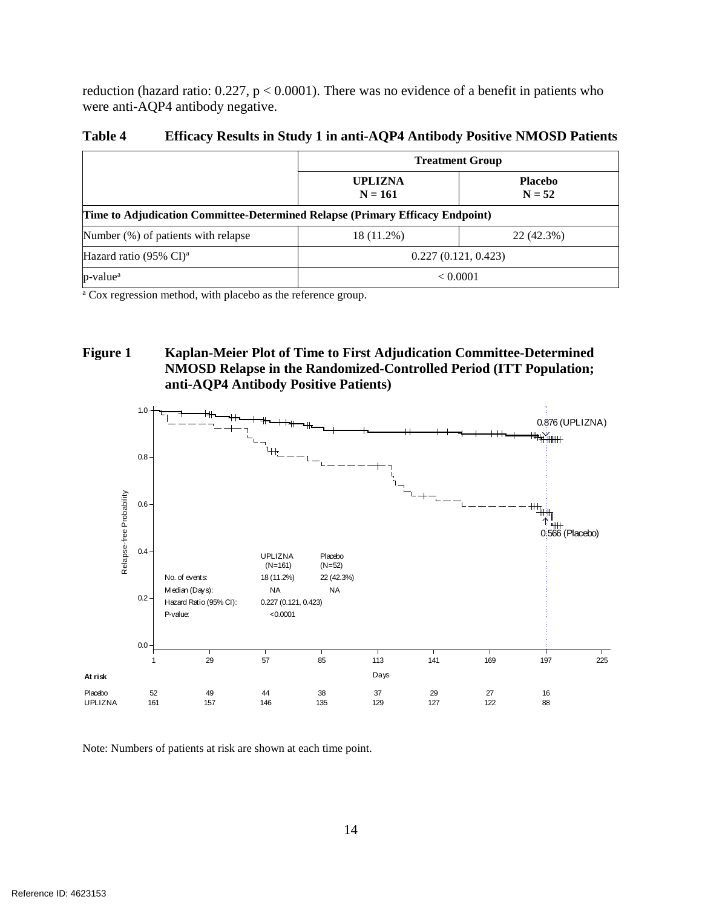reduction (hazard ratio: 0.227, $p < 0.0001$). There was no evidence of a benefit in patients who were anti-AQP4 antibody negative.

**Table 4 Efficacy Results in Study 1 in anti-AQP4 Antibody Positive NMOSD Patients**

| | Treatment Group | |
|---|---|---|
| | **UPLIZNA N = 161** | **Placebo N = 52** |
| **Time to Adjudication Committee-Determined Relapse (Primary Efficacy Endpoint)** | | |
| Number (%) of patients with relapse | 18 (11.2%) | 22 (42.3%) |
| Hazard ratio (95% CI)[a] | 0.227 (0.121, 0.423) | |
| p-value[a] | < 0.0001 | |

[a] Cox regression method, with placebo as the reference group.

**Figure 1 Kaplan-Meier Plot of Time to First Adjudication Committee-Determined NMOSD Relapse in the Randomized-Controlled Period (ITT Population; anti-AQP4 Antibody Positive Patients)**

Relapse-free Probability

1.0
0.8
0.6
0.4
0.2
0.0

0.876 (UPLIZNA)
0.566 (Placebo)

UPLIZNA (N=161) Placebo (N=52)
No. of events: 18 (11.2%) 22 (42.3%)
Median (Days): NA NA
Hazard Ratio (95% CI): 0.227 (0.121, 0.423)
P-value: <0.0001

Days
1 29 57 85 113 141 169 197 225

At risk
Placebo 52 49 44 38 37 29 27 16
UPLIZNA 161 157 146 135 129 127 122 88

Note: Numbers of patients at risk are shown at each time point.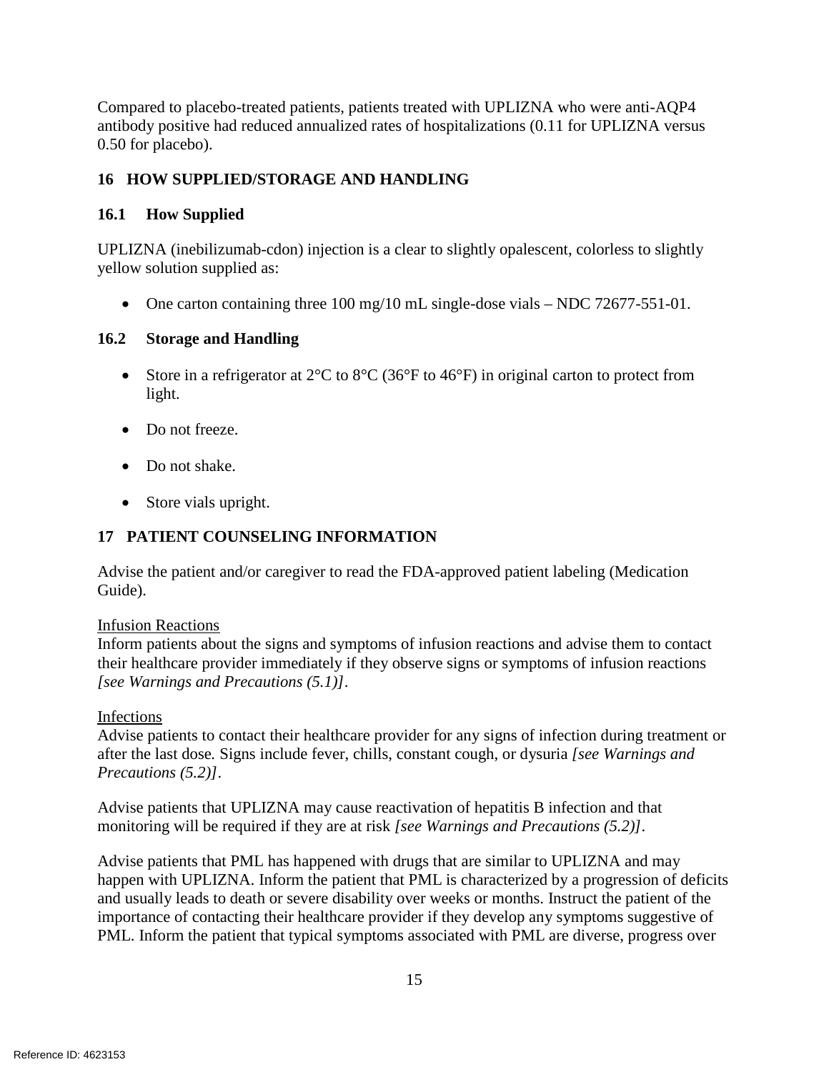Compared to placebo-treated patients, patients treated with UPLIZNA who were anti-AQP4 antibody positive had reduced annualized rates of hospitalizations (0.11 for UPLIZNA versus 0.50 for placebo).

## 16 HOW SUPPLIED/STORAGE AND HANDLING

### 16.1 How Supplied

UPLIZNA (inebilizumab-cdon) injection is a clear to slightly opalescent, colorless to slightly yellow solution supplied as:

- One carton containing three 100 mg/10 mL single-dose vials – NDC 72677-551-01.

### 16.2 Storage and Handling

- Store in a refrigerator at 2°C to 8°C (36°F to 46°F) in original carton to protect from light.
- Do not freeze.
- Do not shake.
- Store vials upright.

## 17 PATIENT COUNSELING INFORMATION

Advise the patient and/or caregiver to read the FDA-approved patient labeling (Medication Guide).

Infusion Reactions
Inform patients about the signs and symptoms of infusion reactions and advise them to contact their healthcare provider immediately if they observe signs or symptoms of infusion reactions *[see Warnings and Precautions (5.1)]*.

Infections
Advise patients to contact their healthcare provider for any signs of infection during treatment or after the last dose. Signs include fever, chills, constant cough, or dysuria *[see Warnings and Precautions (5.2)]*.

Advise patients that UPLIZNA may cause reactivation of hepatitis B infection and that monitoring will be required if they are at risk *[see Warnings and Precautions (5.2)]*.

Advise patients that PML has happened with drugs that are similar to UPLIZNA and may happen with UPLIZNA. Inform the patient that PML is characterized by a progression of deficits and usually leads to death or severe disability over weeks or months. Instruct the patient of the importance of contacting their healthcare provider if they develop any symptoms suggestive of PML. Inform the patient that typical symptoms associated with PML are diverse, progress over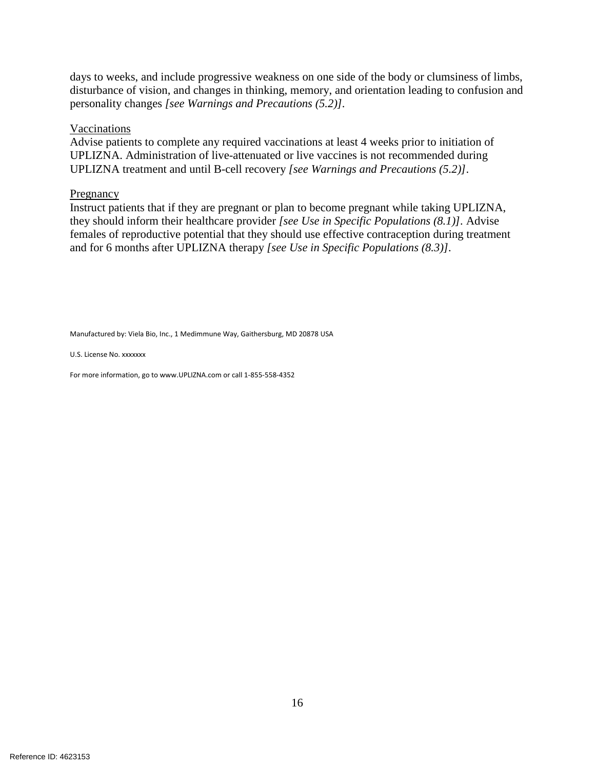days to weeks, and include progressive weakness on one side of the body or clumsiness of limbs, disturbance of vision, and changes in thinking, memory, and orientation leading to confusion and personality changes *[see Warnings and Precautions (5.2)]*.

Vaccinations

Advise patients to complete any required vaccinations at least 4 weeks prior to initiation of UPLIZNA. Administration of live-attenuated or live vaccines is not recommended during UPLIZNA treatment and until B-cell recovery *[see Warnings and Precautions (5.2)]*.

Pregnancy

Instruct patients that if they are pregnant or plan to become pregnant while taking UPLIZNA, they should inform their healthcare provider *[see Use in Specific Populations (8.1)]*. Advise females of reproductive potential that they should use effective contraception during treatment and for 6 months after UPLIZNA therapy *[see Use in Specific Populations (8.3)]*.

Manufactured by: Viela Bio, Inc., 1 Medimmune Way, Gaithersburg, MD 20878 USA

U.S. License No. xxxxxxx

For more information, go to www.UPLIZNA.com or call 1-855-558-4352

Reference ID: 4623153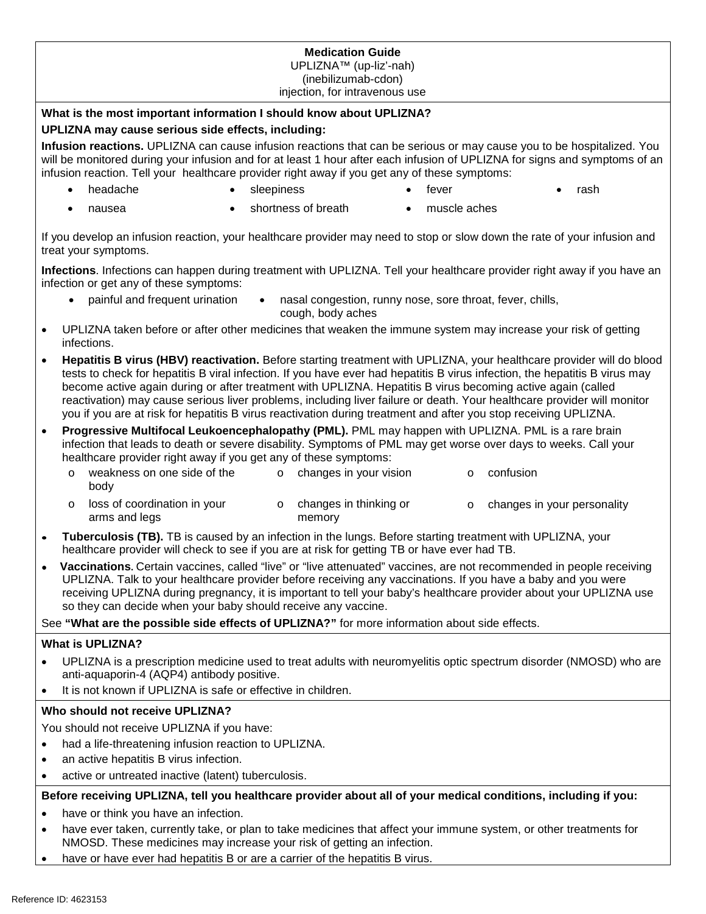**Medication Guide**
UPLIZNA™ (up-liz'-nah)
(inebilizumab-cdon)
injection, for intravenous use

**What is the most important information I should know about UPLIZNA?**

**UPLIZNA may cause serious side effects, including:**

**Infusion reactions.** UPLIZNA can cause infusion reactions that can be serious or may cause you to be hospitalized. You will be monitored during your infusion and for at least 1 hour after each infusion of UPLIZNA for signs and symptoms of an infusion reaction. Tell your healthcare provider right away if you get any of these symptoms:

- headache
- sleepiness
- fever
- rash
- nausea
- shortness of breath
- muscle aches

If you develop an infusion reaction, your healthcare provider may need to stop or slow down the rate of your infusion and treat your symptoms.

**Infections**. Infections can happen during treatment with UPLIZNA. Tell your healthcare provider right away if you have an infection or get any of these symptoms:

- painful and frequent urination
- nasal congestion, runny nose, sore throat, fever, chills, cough, body aches

- UPLIZNA taken before or after other medicines that weaken the immune system may increase your risk of getting infections.
- **Hepatitis B virus (HBV) reactivation.** Before starting treatment with UPLIZNA, your healthcare provider will do blood tests to check for hepatitis B viral infection. If you have ever had hepatitis B virus infection, the hepatitis B virus may become active again during or after treatment with UPLIZNA. Hepatitis B virus becoming active again (called reactivation) may cause serious liver problems, including liver failure or death. Your healthcare provider will monitor you if you are at risk for hepatitis B virus reactivation during treatment and after you stop receiving UPLIZNA.
- **Progressive Multifocal Leukoencephalopathy (PML).** PML may happen with UPLIZNA. PML is a rare brain infection that leads to death or severe disability. Symptoms of PML may get worse over days to weeks. Call your healthcare provider right away if you get any of these symptoms:
  - weakness on one side of the body
  - changes in your vision
  - confusion
  - loss of coordination in your arms and legs
  - changes in thinking or memory
  - changes in your personality
- **Tuberculosis (TB).** TB is caused by an infection in the lungs. Before starting treatment with UPLIZNA, your healthcare provider will check to see if you are at risk for getting TB or have ever had TB.
- **Vaccinations**. Certain vaccines, called "live" or "live attenuated" vaccines, are not recommended in people receiving UPLIZNA. Talk to your healthcare provider before receiving any vaccinations. If you have a baby and you were receiving UPLIZNA during pregnancy, it is important to tell your baby's healthcare provider about your UPLIZNA use so they can decide when your baby should receive any vaccine.

See **"What are the possible side effects of UPLIZNA?"** for more information about side effects.

**What is UPLIZNA?**

- UPLIZNA is a prescription medicine used to treat adults with neuromyelitis optic spectrum disorder (NMOSD) who are anti-aquaporin-4 (AQP4) antibody positive.
- It is not known if UPLIZNA is safe or effective in children.

**Who should not receive UPLIZNA?**

You should not receive UPLIZNA if you have:

- had a life-threatening infusion reaction to UPLIZNA.
- an active hepatitis B virus infection.
- active or untreated inactive (latent) tuberculosis.

**Before receiving UPLIZNA, tell you healthcare provider about all of your medical conditions, including if you:**

- have or think you have an infection.
- have ever taken, currently take, or plan to take medicines that affect your immune system, or other treatments for NMOSD. These medicines may increase your risk of getting an infection.
- have or have ever had hepatitis B or are a carrier of the hepatitis B virus.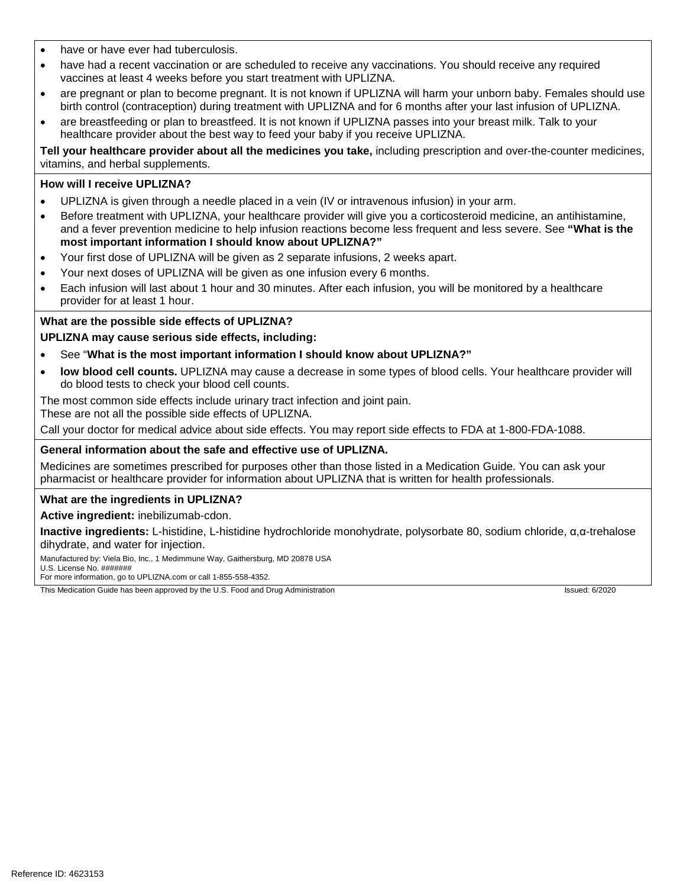- have or have ever had tuberculosis.
- have had a recent vaccination or are scheduled to receive any vaccinations. You should receive any required vaccines at least 4 weeks before you start treatment with UPLIZNA.
- are pregnant or plan to become pregnant. It is not known if UPLIZNA will harm your unborn baby. Females should use birth control (contraception) during treatment with UPLIZNA and for 6 months after your last infusion of UPLIZNA.
- are breastfeeding or plan to breastfeed. It is not known if UPLIZNA passes into your breast milk. Talk to your healthcare provider about the best way to feed your baby if you receive UPLIZNA.

**Tell your healthcare provider about all the medicines you take,** including prescription and over-the-counter medicines, vitamins, and herbal supplements.

**How will I receive UPLIZNA?**

- UPLIZNA is given through a needle placed in a vein (IV or intravenous infusion) in your arm.
- Before treatment with UPLIZNA, your healthcare provider will give you a corticosteroid medicine, an antihistamine, and a fever prevention medicine to help infusion reactions become less frequent and less severe. See **"What is the most important information I should know about UPLIZNA?"**
- Your first dose of UPLIZNA will be given as 2 separate infusions, 2 weeks apart.
- Your next doses of UPLIZNA will be given as one infusion every 6 months.
- Each infusion will last about 1 hour and 30 minutes. After each infusion, you will be monitored by a healthcare provider for at least 1 hour.

**What are the possible side effects of UPLIZNA?**

**UPLIZNA may cause serious side effects, including:**

- See "**What is the most important information I should know about UPLIZNA?"**
- **low blood cell counts.** UPLIZNA may cause a decrease in some types of blood cells. Your healthcare provider will do blood tests to check your blood cell counts.

The most common side effects include urinary tract infection and joint pain.
These are not all the possible side effects of UPLIZNA.

Call your doctor for medical advice about side effects. You may report side effects to FDA at 1-800-FDA-1088.

**General information about the safe and effective use of UPLIZNA.**

Medicines are sometimes prescribed for purposes other than those listed in a Medication Guide. You can ask your pharmacist or healthcare provider for information about UPLIZNA that is written for health professionals.

**What are the ingredients in UPLIZNA?**

**Active ingredient:** inebilizumab-cdon.

**Inactive ingredients:** L-histidine, L-histidine hydrochloride monohydrate, polysorbate 80, sodium chloride, α,α-trehalose dihydrate, and water for injection.

Manufactured by: Viela Bio, Inc., 1 Medimmune Way, Gaithersburg, MD 20878 USA
U.S. License No. #######
For more information, go to UPLIZNA.com or call 1-855-558-4352.

This Medication Guide has been approved by the U.S. Food and Drug Administration Issued: 6/2020